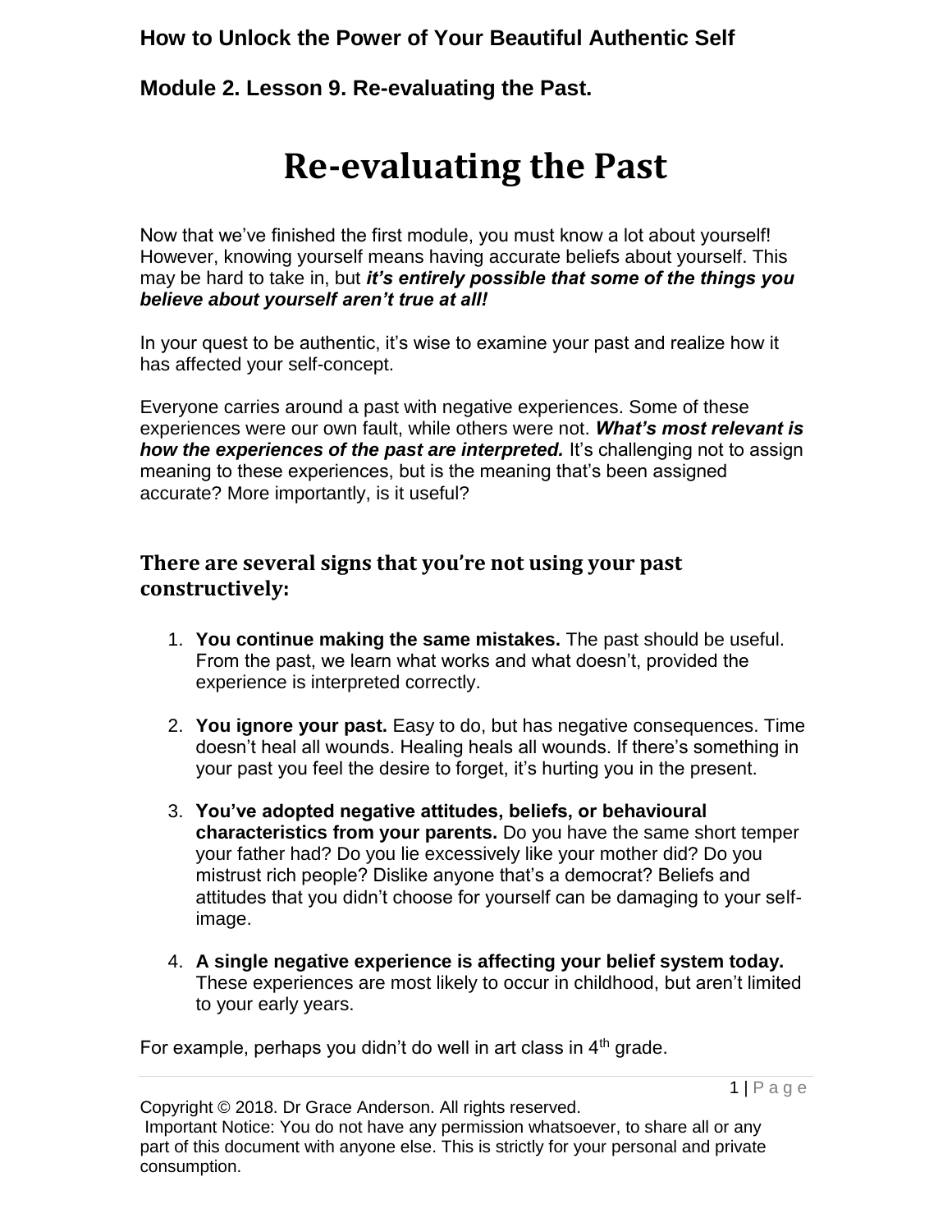**How to Unlock the Power of Your Beautiful Authentic Self**

**Module 2. Lesson 9. Re-evaluating the Past.**

# Re-evaluating the Past

Now that we've finished the first module, you must know a lot about yourself! However, knowing yourself means having accurate beliefs about yourself. This may be hard to take in, but ***it's entirely possible that some of the things you believe about yourself aren't true at all!***

In your quest to be authentic, it's wise to examine your past and realize how it has affected your self-concept.

Everyone carries around a past with negative experiences. Some of these experiences were our own fault, while others were not. ***What's most relevant is how the experiences of the past are interpreted.*** It's challenging not to assign meaning to these experiences, but is the meaning that's been assigned accurate? More importantly, is it useful?

## There are several signs that you're not using your past constructively:

1. **You continue making the same mistakes.** The past should be useful. From the past, we learn what works and what doesn't, provided the experience is interpreted correctly.

2. **You ignore your past.** Easy to do, but has negative consequences. Time doesn't heal all wounds. Healing heals all wounds. If there's something in your past you feel the desire to forget, it's hurting you in the present.

3. **You've adopted negative attitudes, beliefs, or behavioural characteristics from your parents.** Do you have the same short temper your father had? Do you lie excessively like your mother did? Do you mistrust rich people? Dislike anyone that's a democrat? Beliefs and attitudes that you didn't choose for yourself can be damaging to your self-image.

4. **A single negative experience is affecting your belief system today.** These experiences are most likely to occur in childhood, but aren't limited to your early years.

For example, perhaps you didn't do well in art class in 4th grade.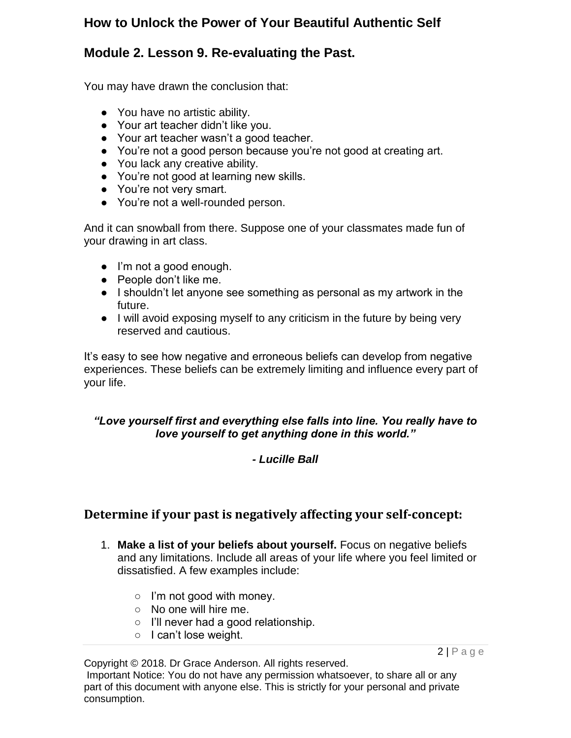# How to Unlock the Power of Your Beautiful Authentic Self

## Module 2. Lesson 9. Re-evaluating the Past.

You may have drawn the conclusion that:

- You have no artistic ability.
- Your art teacher didn't like you.
- Your art teacher wasn't a good teacher.
- You're not a good person because you're not good at creating art.
- You lack any creative ability.
- You're not good at learning new skills.
- You're not very smart.
- You're not a well-rounded person.

And it can snowball from there. Suppose one of your classmates made fun of your drawing in art class.

- I'm not a good enough.
- People don't like me.
- I shouldn't let anyone see something as personal as my artwork in the future.
- I will avoid exposing myself to any criticism in the future by being very reserved and cautious.

It's easy to see how negative and erroneous beliefs can develop from negative experiences. These beliefs can be extremely limiting and influence every part of your life.

***"Love yourself first and everything else falls into line. You really have to love yourself to get anything done in this world."***

***- Lucille Ball***

## Determine if your past is negatively affecting your self-concept:

1. **Make a list of your beliefs about yourself.** Focus on negative beliefs and any limitations. Include all areas of your life where you feel limited or dissatisfied. A few examples include:

    - I'm not good with money.
    - No one will hire me.
    - I'll never had a good relationship.
    - I can't lose weight.

Copyright © 2018. Dr Grace Anderson. All rights reserved.
Important Notice: You do not have any permission whatsoever, to share all or any part of this document with anyone else. This is strictly for your personal and private consumption.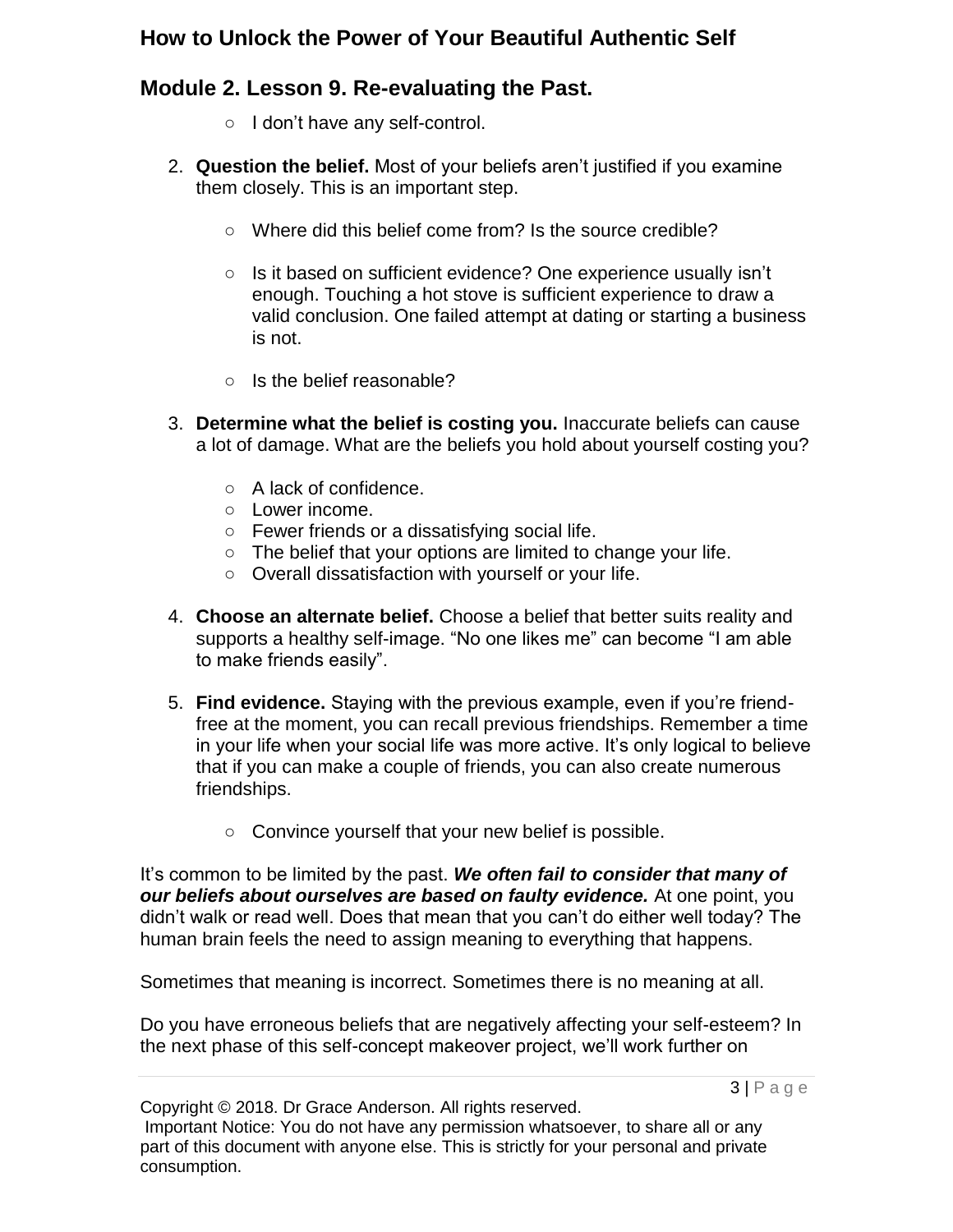- I don't have any self-control.

2. **Question the belief.** Most of your beliefs aren't justified if you examine them closely. This is an important step.

    - Where did this belief come from? Is the source credible?

    - Is it based on sufficient evidence? One experience usually isn't enough. Touching a hot stove is sufficient experience to draw a valid conclusion. One failed attempt at dating or starting a business is not.

    - Is the belief reasonable?

3. **Determine what the belief is costing you.** Inaccurate beliefs can cause a lot of damage. What are the beliefs you hold about yourself costing you?

    - A lack of confidence.
    - Lower income.
    - Fewer friends or a dissatisfying social life.
    - The belief that your options are limited to change your life.
    - Overall dissatisfaction with yourself or your life.

4. **Choose an alternate belief.** Choose a belief that better suits reality and supports a healthy self-image. "No one likes me" can become "I am able to make friends easily".

5. **Find evidence.** Staying with the previous example, even if you're friend-free at the moment, you can recall previous friendships. Remember a time in your life when your social life was more active. It's only logical to believe that if you can make a couple of friends, you can also create numerous friendships.

    - Convince yourself that your new belief is possible.

It's common to be limited by the past. ***We often fail to consider that many of our beliefs about ourselves are based on faulty evidence.*** At one point, you didn't walk or read well. Does that mean that you can't do either well today? The human brain feels the need to assign meaning to everything that happens.

Sometimes that meaning is incorrect. Sometimes there is no meaning at all.

Do you have erroneous beliefs that are negatively affecting your self-esteem? In the next phase of this self-concept makeover project, we'll work further on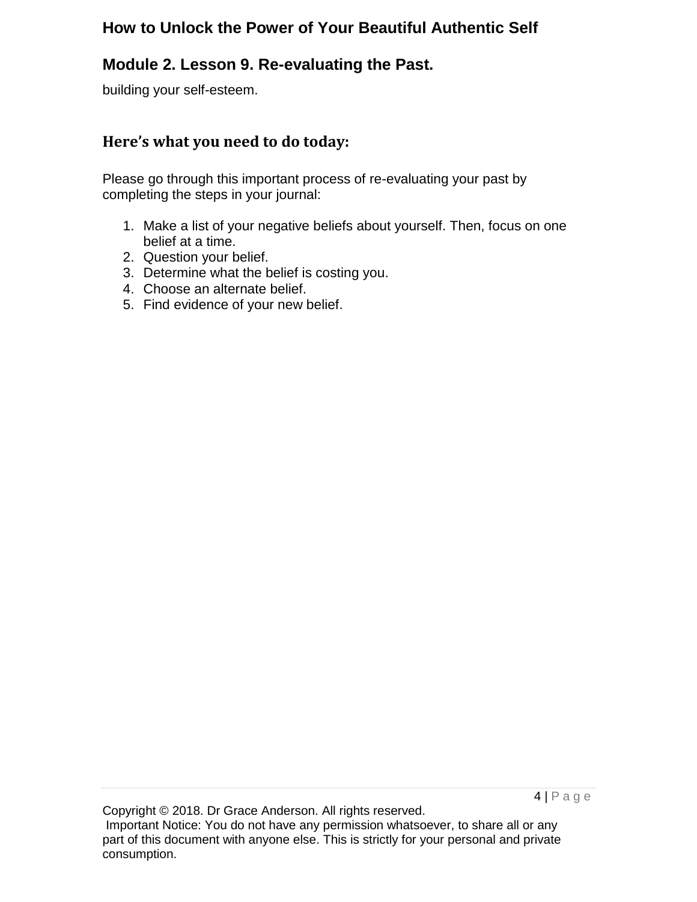building your self-esteem.

### Here's what you need to do today:

Please go through this important process of re-evaluating your past by completing the steps in your journal:

1. Make a list of your negative beliefs about yourself. Then, focus on one belief at a time.
2. Question your belief.
3. Determine what the belief is costing you.
4. Choose an alternate belief.
5. Find evidence of your new belief.